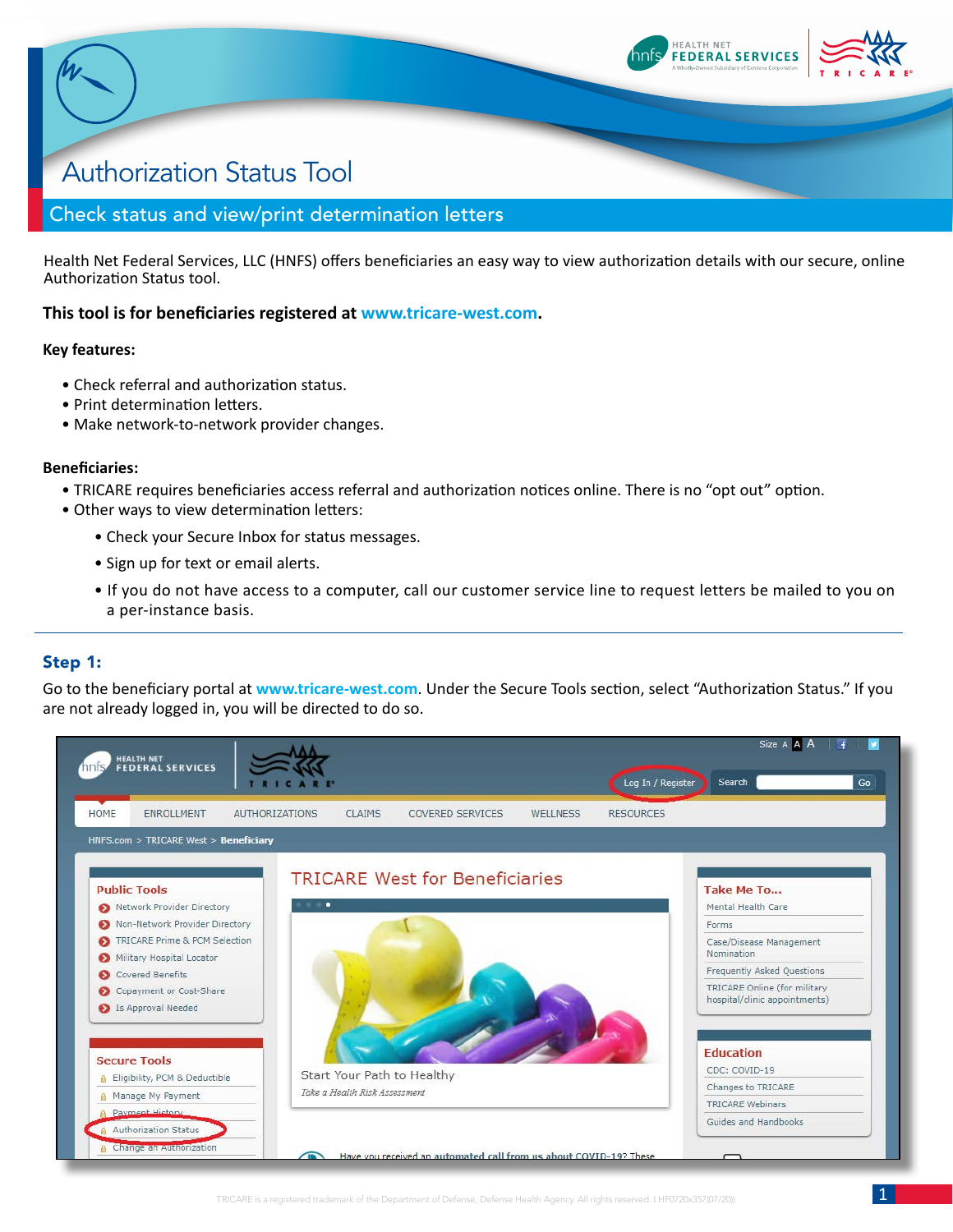# Authorization Status Tool

## Check status and view/print determination letters

Health Net Federal Services, LLC (HNFS) offers beneficiaries an easy way to view authorization details with our secure, online Authorization Status tool.

**This tool is for beneficiaries registered at www.tricare-west.com.**

**Key features:**

- Check referral and authorization status.
- Print determination letters.
- Make network-to-network provider changes.

**Beneficiaries:**

- TRICARE requires beneficiaries access referral and authorization notices online. There is no "opt out" option.
- Other ways to view determination letters:
  - Check your Secure Inbox for status messages.
  - Sign up for text or email alerts.
  - If you do not have access to a computer, call our customer service line to request letters be mailed to you on a per-instance basis.

### Step 1:

Go to the beneficiary portal at www.tricare-west.com. Under the Secure Tools section, select "Authorization Status." If you are not already logged in, you will be directed to do so.

TRICARE is a registered trademark of the Department of Defense, Defense Health Agency. All rights reserved. I HF0720x357(07/20)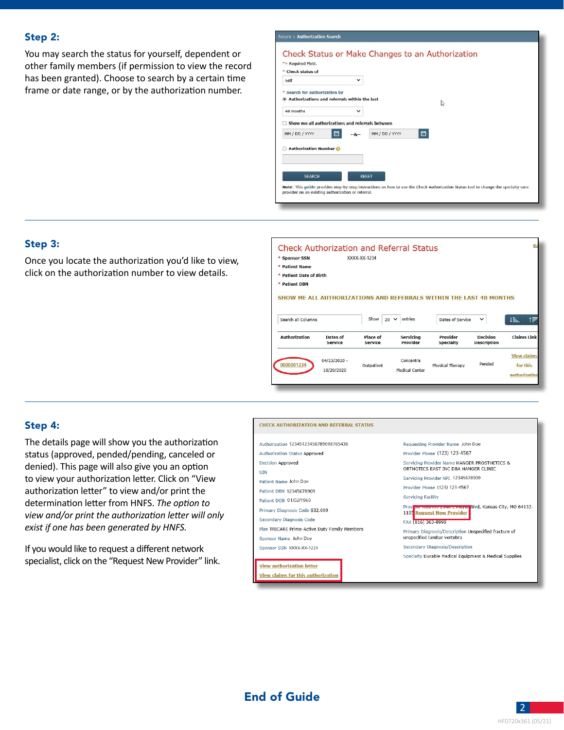## Step 2:

You may search the status for yourself, dependent or other family members (if permission to view the record has been granted). Choose to search by a certain time frame or date range, or by the authorization number.

## Step 3:

Once you locate the authorization you'd like to view, click on the authorization number to view details.

## Step 4:

The details page will show you the authorization status (approved, pended/pending, canceled or denied). This page will also give you an option to view your authorization letter. Click on "View authorization letter" to view and/or print the determination letter from HNFS. *The option to view and/or print the authorization letter will only exist if one has been generated by HNFS.*

If you would like to request a different network specialist, click on the "Request New Provider" link.

**End of Guide**

HF0720x361 (05/21)